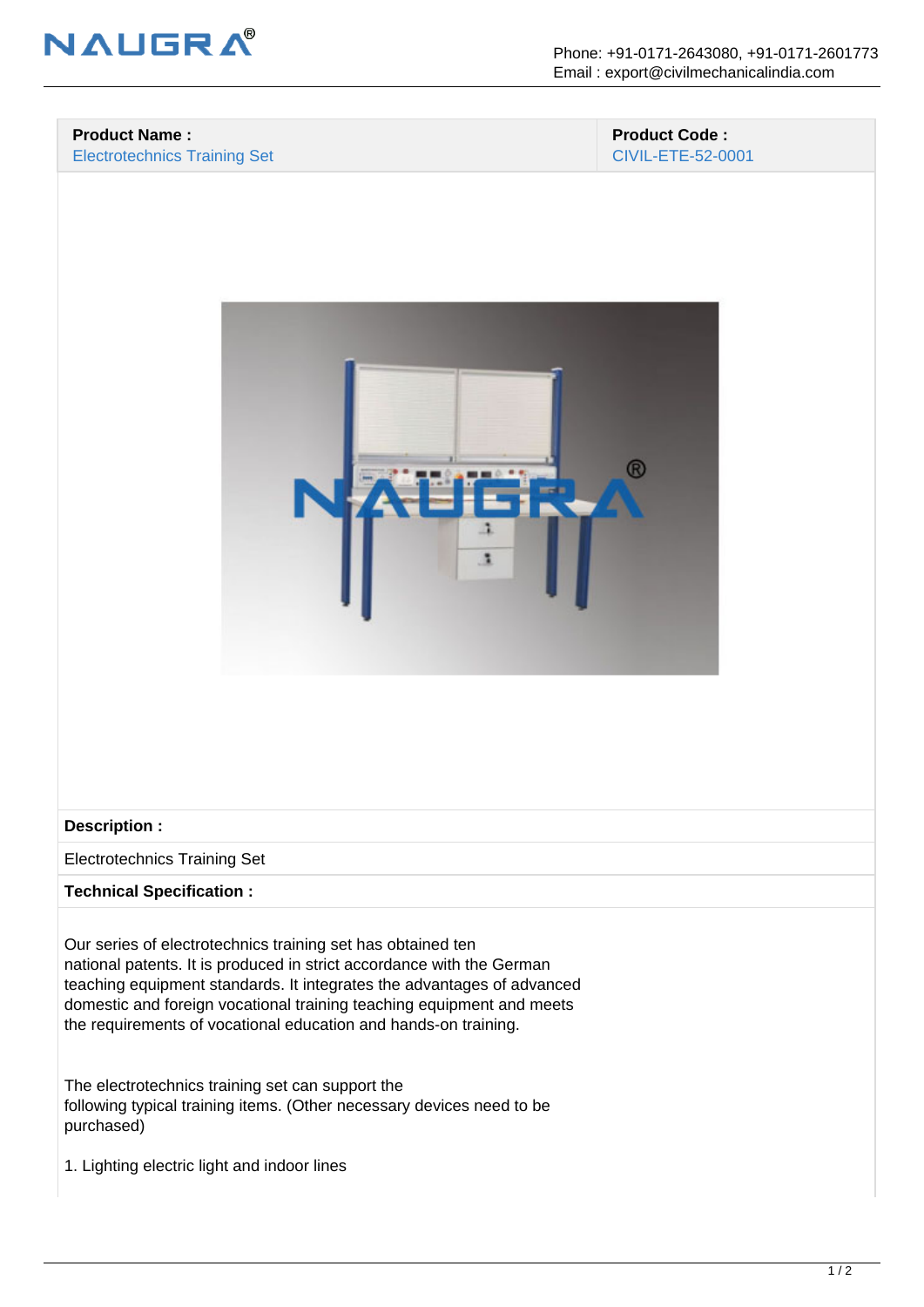| **Product Name :** | **Product Code :** |
|---|---|
| Electrotechnics Training Set | CIVIL-ETE-52-0001 |

**Description :**

Electrotechnics Training Set

**Technical Specification :**

Our series of electrotechnics training set has obtained ten national patents. It is produced in strict accordance with the German teaching equipment standards. It integrates the advantages of advanced domestic and foreign vocational training teaching equipment and meets the requirements of vocational education and hands-on training.

The electrotechnics training set can support the following typical training items. (Other necessary devices need to be purchased)

1. Lighting electric light and indoor lines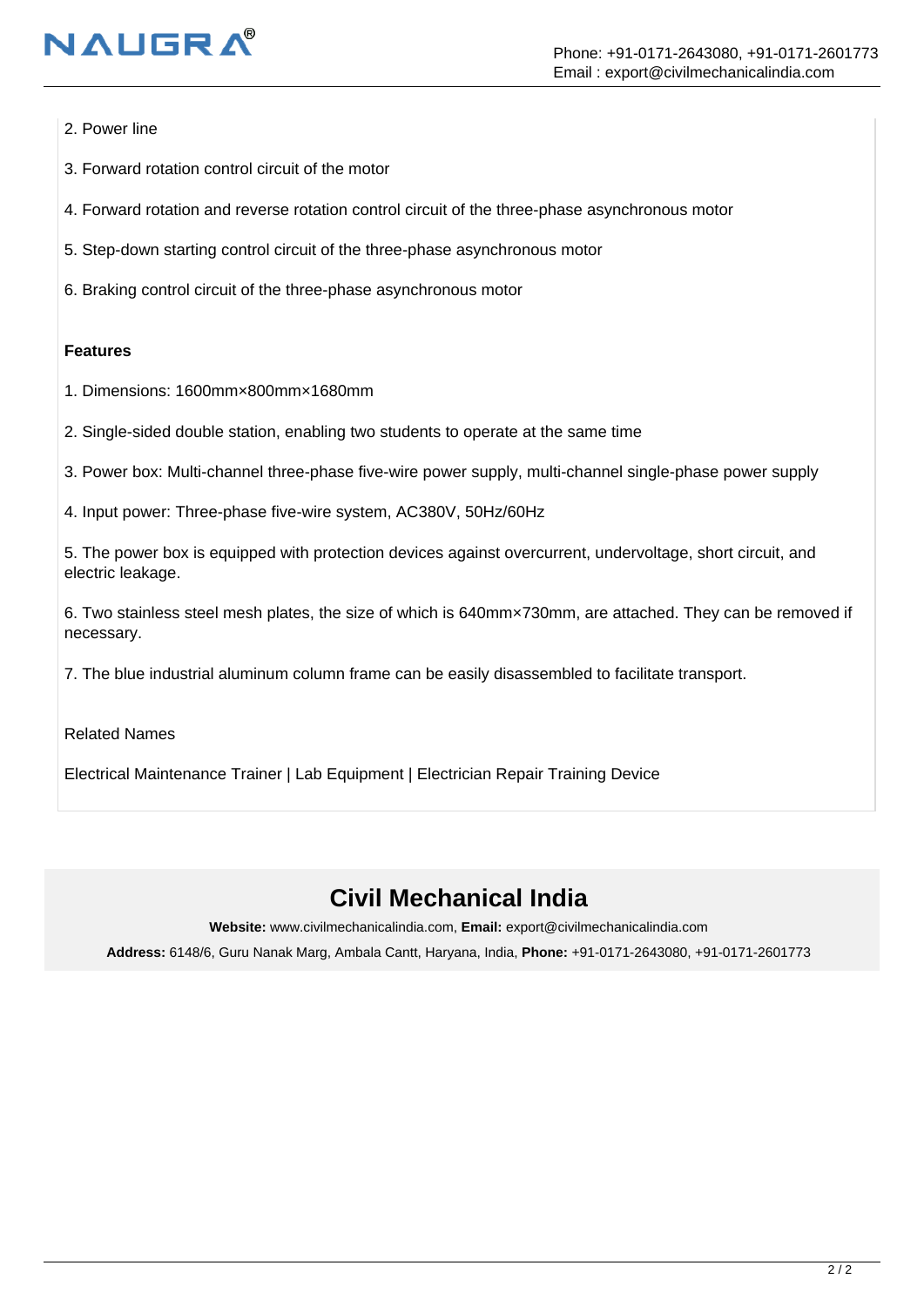2. Power line

3. Forward rotation control circuit of the motor

4. Forward rotation and reverse rotation control circuit of the three-phase asynchronous motor

5. Step-down starting control circuit of the three-phase asynchronous motor

6. Braking control circuit of the three-phase asynchronous motor

**Features**

1. Dimensions: 1600mm×800mm×1680mm

2. Single-sided double station, enabling two students to operate at the same time

3. Power box: Multi-channel three-phase five-wire power supply, multi-channel single-phase power supply

4. Input power: Three-phase five-wire system, AC380V, 50Hz/60Hz

5. The power box is equipped with protection devices against overcurrent, undervoltage, short circuit, and electric leakage.

6. Two stainless steel mesh plates, the size of which is 640mm×730mm, are attached. They can be removed if necessary.

7. The blue industrial aluminum column frame can be easily disassembled to facilitate transport.

Related Names

Electrical Maintenance Trainer | Lab Equipment | Electrician Repair Training Device

## Civil Mechanical India

**Website:** www.civilmechanicalindia.com, **Email:** export@civilmechanicalindia.com

**Address:** 6148/6, Guru Nanak Marg, Ambala Cantt, Haryana, India, **Phone:** +91-0171-2643080, +91-0171-2601773